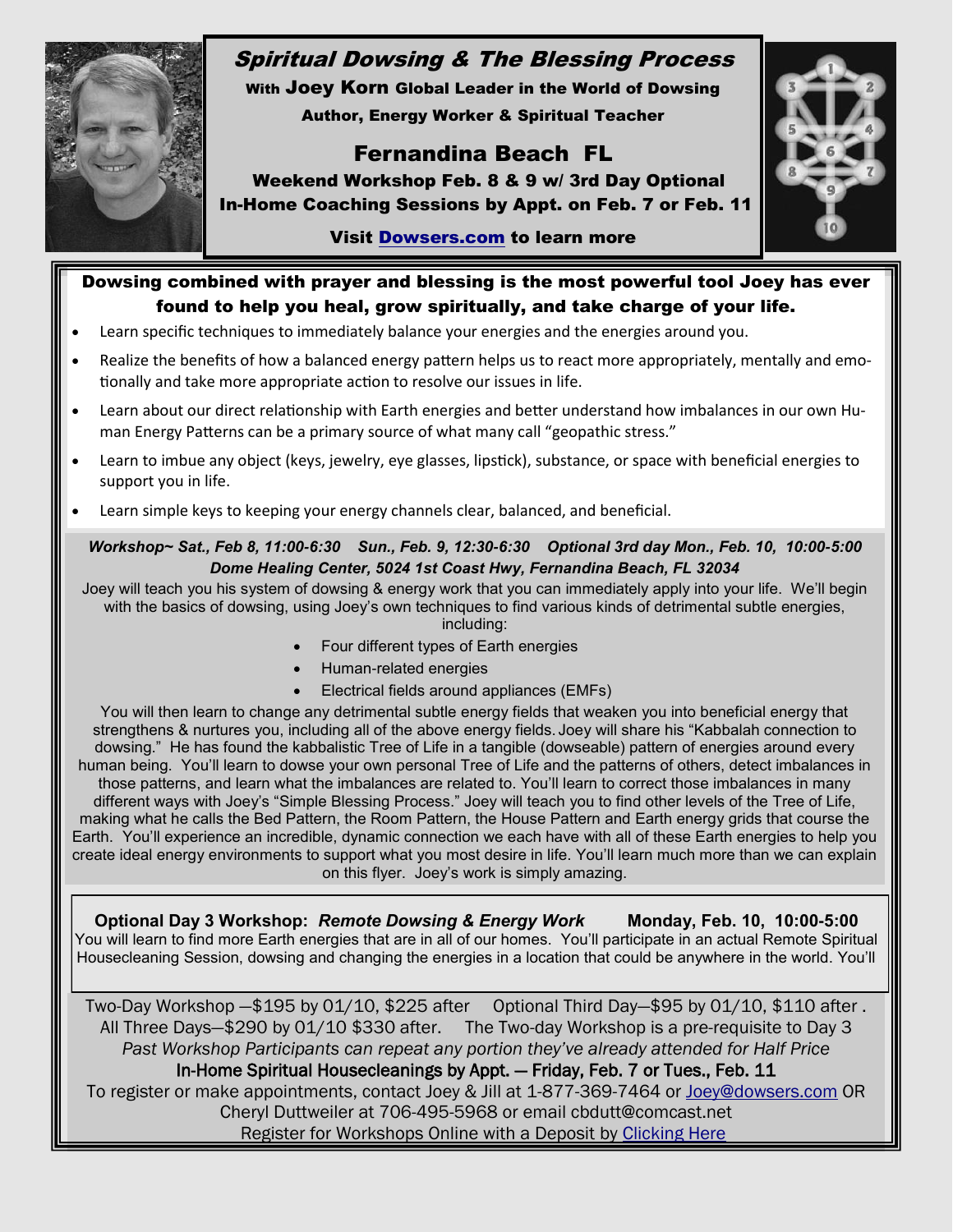# Spiritual Dowsing & The Blessing Process

**With Joey Korn Global Leader in the World of Dowsing**

**Author, Energy Worker & Spiritual Teacher**

## Fernandina Beach FL

**Weekend Workshop Feb. 8 & 9 w/ 3rd Day Optional**

**In-Home Coaching Sessions by Appt. on Feb. 7 or Feb. 11**

**Visit Dowsers.com to learn more**

### Dowsing combined with prayer and blessing is the most powerful tool Joey has ever found to help you heal, grow spiritually, and take charge of your life.

- Learn specific techniques to immediately balance your energies and the energies around you.
- Realize the benefits of how a balanced energy pattern helps us to react more appropriately, mentally and emotionally and take more appropriate action to resolve our issues in life.
- Learn about our direct relationship with Earth energies and better understand how imbalances in our own Human Energy Patterns can be a primary source of what many call "geopathic stress."
- Learn to imbue any object (keys, jewelry, eye glasses, lipstick), substance, or space with beneficial energies to support you in life.
- Learn simple keys to keeping your energy channels clear, balanced, and beneficial.

***Workshop~ Sat., Feb 8, 11:00-6:30 Sun., Feb. 9, 12:30-6:30 Optional 3rd day Mon., Feb. 10, 10:00-5:00***

***Dome Healing Center, 5024 1st Coast Hwy, Fernandina Beach, FL 32034***

Joey will teach you his system of dowsing & energy work that you can immediately apply into your life. We'll begin with the basics of dowsing, using Joey's own techniques to find various kinds of detrimental subtle energies, including:

- Four different types of Earth energies
- Human-related energies
- Electrical fields around appliances (EMFs)

You will then learn to change any detrimental subtle energy fields that weaken you into beneficial energy that strengthens & nurtures you, including all of the above energy fields. Joey will share his "Kabbalah connection to dowsing." He has found the kabbalistic Tree of Life in a tangible (dowseable) pattern of energies around every human being. You'll learn to dowse your own personal Tree of Life and the patterns of others, detect imbalances in those patterns, and learn what the imbalances are related to. You'll learn to correct those imbalances in many different ways with Joey's "Simple Blessing Process." Joey will teach you to find other levels of the Tree of Life, making what he calls the Bed Pattern, the Room Pattern, the House Pattern and Earth energy grids that course the Earth. You'll experience an incredible, dynamic connection we each have with all of these Earth energies to help you create ideal energy environments to support what you most desire in life. You'll learn much more than we can explain on this flyer. Joey's work is simply amazing.

**Optional Day 3 Workshop: *Remote Dowsing & Energy Work* Monday, Feb. 10, 10:00-5:00**

You will learn to find more Earth energies that are in all of our homes. You'll participate in an actual Remote Spiritual Housecleaning Session, dowsing and changing the energies in a location that could be anywhere in the world. You'll

Two-Day Workshop —$195 by 01/10, $225 after Optional Third Day—$95 by 01/10, $110 after .

All Three Days—$290 by 01/10 $330 after. The Two-day Workshop is a pre-requisite to Day 3

*Past Workshop Participants can repeat any portion they've already attended for Half Price*

In-Home Spiritual Housecleanings by Appt. — Friday, Feb. 7 or Tues., Feb. 11

To register or make appointments, contact Joey & Jill at 1-877-369-7464 or Joey@dowsers.com OR Cheryl Duttweiler at 706-495-5968 or email cbdutt@comcast.net

Register for Workshops Online with a Deposit by Clicking Here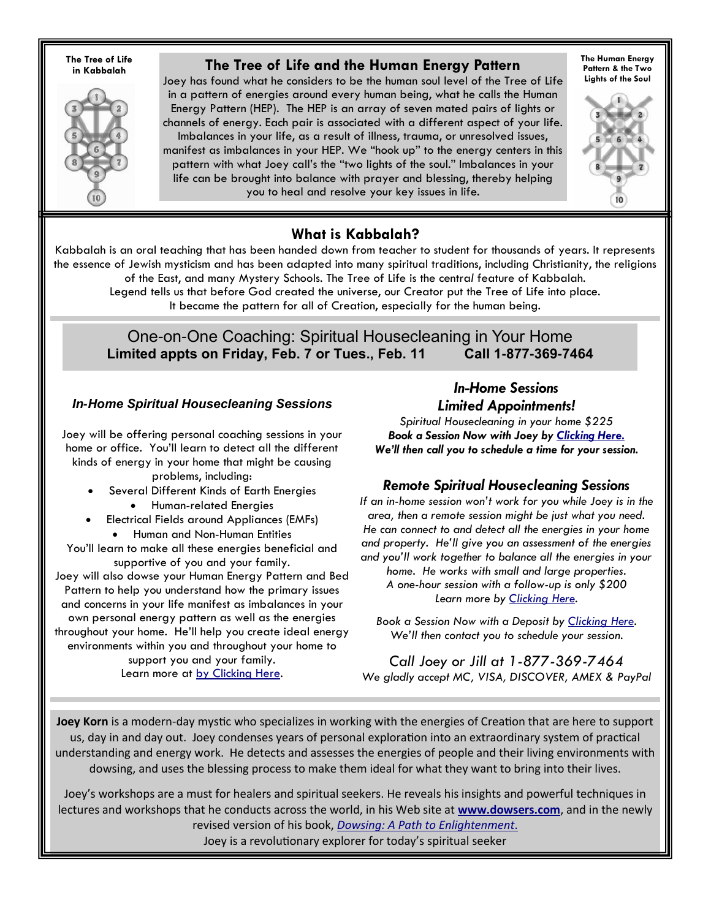**The Tree of Life in Kabbalah**

1 2 3 4 5 6 7 8 9 10

## The Tree of Life and the Human Energy Pattern

Joey has found what he considers to be the human soul level of the Tree of Life in a pattern of energies around every human being, what he calls the Human Energy Pattern (HEP). The HEP is an array of seven mated pairs of lights or channels of energy. Each pair is associated with a different aspect of your life. Imbalances in your life, as a result of illness, trauma, or unresolved issues, manifest as imbalances in your HEP. We "hook up" to the energy centers in this pattern with what Joey call's the "two lights of the soul." Imbalances in your life can be brought into balance with prayer and blessing, thereby helping you to heal and resolve your key issues in life.

**The Human Energy Pattern & the Two Lights of the Soul**

1 2 3 4 5 6 7 8 9 10

## What is Kabbalah?

Kabbalah is an oral teaching that has been handed down from teacher to student for thousands of years. It represents the essence of Jewish mysticism and has been adapted into many spiritual traditions, including Christianity, the religions of the East, and many Mystery Schools. The Tree of Life is the central feature of Kabbalah.
Legend tells us that before God created the universe, our Creator put the Tree of Life into place.
It became the pattern for all of Creation, especially for the human being.

## One-on-One Coaching: Spiritual Housecleaning in Your Home

**Limited appts on Friday, Feb. 7 or Tues., Feb. 11 Call 1-877-369-7464**

### *In-Home Spiritual Housecleaning Sessions*

Joey will be offering personal coaching sessions in your home or office. You'll learn to detect all the different kinds of energy in your home that might be causing problems, including:

- Several Different Kinds of Earth Energies
- Human-related Energies
- Electrical Fields around Appliances (EMFs)
- Human and Non-Human Entities

You'll learn to make all these energies beneficial and supportive of you and your family.
Joey will also dowse your Human Energy Pattern and Bed Pattern to help you understand how the primary issues and concerns in your life manifest as imbalances in your own personal energy pattern as well as the energies throughout your home. He'll help you create ideal energy environments within you and throughout your home to support you and your family.
Learn more at by Clicking Here.

### *In-Home Sessions Limited Appointments!*

*Spiritual Housecleaning in your home $225*
***Book a Session Now with Joey by Clicking Here.***
***We'll then call you to schedule a time for your session.***

### *Remote Spiritual Housecleaning Sessions*

*If an in-home session won't work for you while Joey is in the area, then a remote session might be just what you need. He can connect to and detect all the energies in your home and property. He'll give you an assessment of the energies and you'll work together to balance all the energies in your home. He works with small and large properties.*
*A one-hour session with a follow-up is only $200*
*Learn more by Clicking Here.*

*Book a Session Now with a Deposit by Clicking Here.*
*We'll then contact you to schedule your session.*

*Call Joey or Jill at 1-877-369-7464*
*We gladly accept MC, VISA, DISCOVER, AMEX & PayPal*

**Joey Korn** is a modern-day mystic who specializes in working with the energies of Creation that are here to support us, day in and day out. Joey condenses years of personal exploration into an extraordinary system of practical understanding and energy work. He detects and assesses the energies of people and their living environments with dowsing, and uses the blessing process to make them ideal for what they want to bring into their lives.

Joey's workshops are a must for healers and spiritual seekers. He reveals his insights and powerful techniques in lectures and workshops that he conducts across the world, in his Web site at **www.dowsers.com**, and in the newly revised version of his book, *Dowsing: A Path to Enlightenment.*
Joey is a revolutionary explorer for today's spiritual seeker